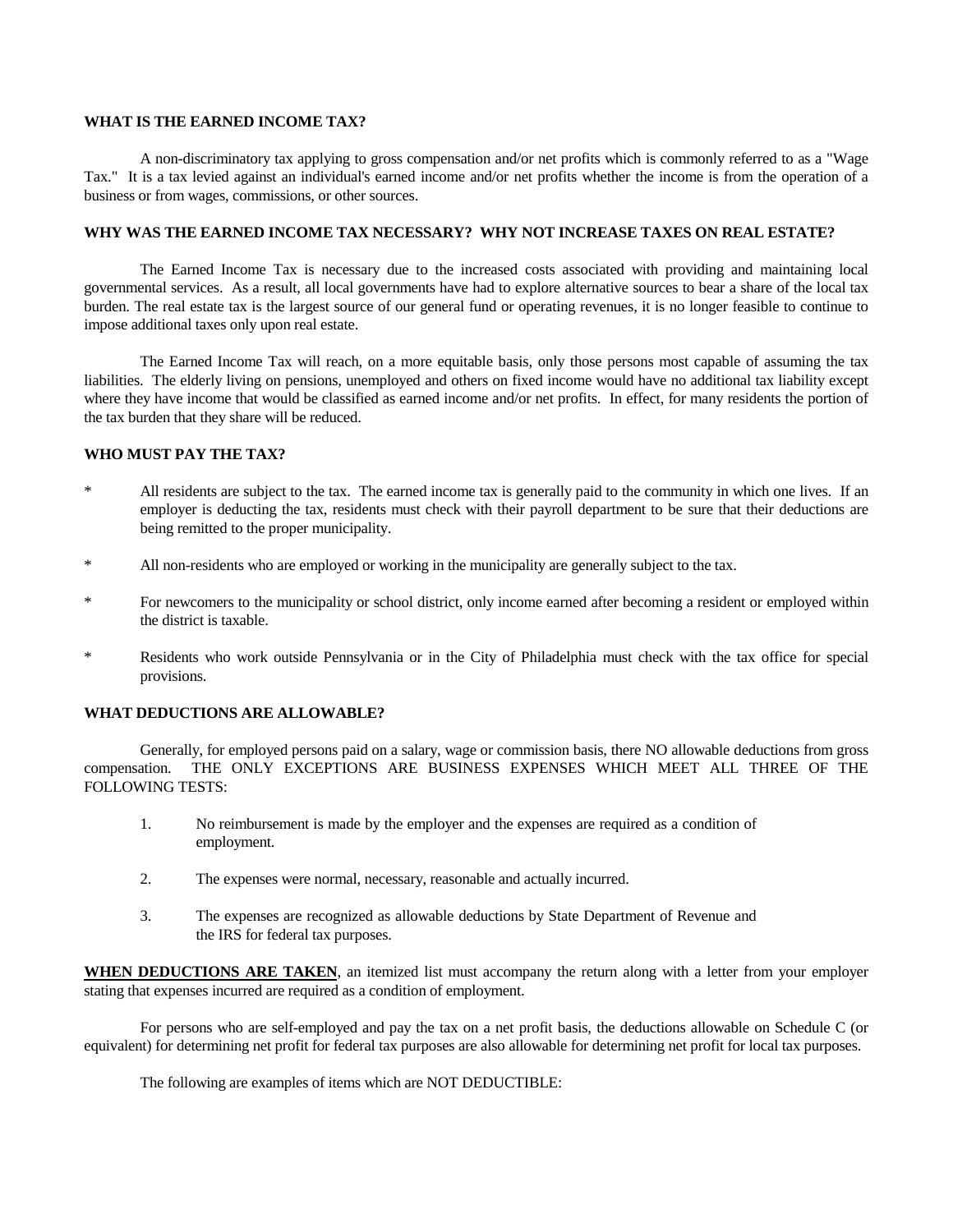**WHAT IS THE EARNED INCOME TAX?**

A non-discriminatory tax applying to gross compensation and/or net profits which is commonly referred to as a "Wage Tax." It is a tax levied against an individual's earned income and/or net profits whether the income is from the operation of a business or from wages, commissions, or other sources.

**WHY WAS THE EARNED INCOME TAX NECESSARY? WHY NOT INCREASE TAXES ON REAL ESTATE?**

The Earned Income Tax is necessary due to the increased costs associated with providing and maintaining local governmental services. As a result, all local governments have had to explore alternative sources to bear a share of the local tax burden. The real estate tax is the largest source of our general fund or operating revenues, it is no longer feasible to continue to impose additional taxes only upon real estate.

The Earned Income Tax will reach, on a more equitable basis, only those persons most capable of assuming the tax liabilities. The elderly living on pensions, unemployed and others on fixed income would have no additional tax liability except where they have income that would be classified as earned income and/or net profits. In effect, for many residents the portion of the tax burden that they share will be reduced.

**WHO MUST PAY THE TAX?**

* All residents are subject to the tax. The earned income tax is generally paid to the community in which one lives. If an employer is deducting the tax, residents must check with their payroll department to be sure that their deductions are being remitted to the proper municipality.
* All non-residents who are employed or working in the municipality are generally subject to the tax.
* For newcomers to the municipality or school district, only income earned after becoming a resident or employed within the district is taxable.
* Residents who work outside Pennsylvania or in the City of Philadelphia must check with the tax office for special provisions.

**WHAT DEDUCTIONS ARE ALLOWABLE?**

Generally, for employed persons paid on a salary, wage or commission basis, there NO allowable deductions from gross compensation. THE ONLY EXCEPTIONS ARE BUSINESS EXPENSES WHICH MEET ALL THREE OF THE FOLLOWING TESTS:

1. No reimbursement is made by the employer and the expenses are required as a condition of employment.
2. The expenses were normal, necessary, reasonable and actually incurred.
3. The expenses are recognized as allowable deductions by State Department of Revenue and the IRS for federal tax purposes.

**WHEN DEDUCTIONS ARE TAKEN**, an itemized list must accompany the return along with a letter from your employer stating that expenses incurred are required as a condition of employment.

For persons who are self-employed and pay the tax on a net profit basis, the deductions allowable on Schedule C (or equivalent) for determining net profit for federal tax purposes are also allowable for determining net profit for local tax purposes.

The following are examples of items which are NOT DEDUCTIBLE: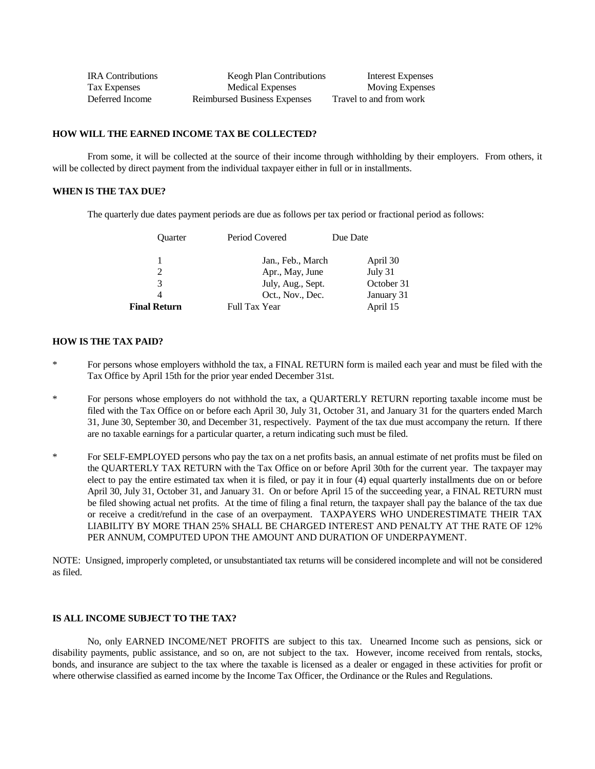| | | |
|---|---|---|
| IRA Contributions | Keogh Plan Contributions | Interest Expenses |
| Tax Expenses | Medical Expenses | Moving Expenses |
| Deferred Income | Reimbursed Business Expenses | Travel to and from work |

**HOW WILL THE EARNED INCOME TAX BE COLLECTED?**

From some, it will be collected at the source of their income through withholding by their employers. From others, it will be collected by direct payment from the individual taxpayer either in full or in installments.

**WHEN IS THE TAX DUE?**

The quarterly due dates payment periods are due as follows per tax period or fractional period as follows:

| Quarter | Period Covered | Due Date |
|---|---|---|
| 1 | Jan., Feb., March | April 30 |
| 2 | Apr., May, June | July 31 |
| 3 | July, Aug., Sept. | October 31 |
| 4 | Oct., Nov., Dec. | January 31 |
| **Final Return** | Full Tax Year | April 15 |

**HOW IS THE TAX PAID?**

- For persons whose employers withhold the tax, a FINAL RETURN form is mailed each year and must be filed with the Tax Office by April 15th for the prior year ended December 31st.
- For persons whose employers do not withhold the tax, a QUARTERLY RETURN reporting taxable income must be filed with the Tax Office on or before each April 30, July 31, October 31, and January 31 for the quarters ended March 31, June 30, September 30, and December 31, respectively. Payment of the tax due must accompany the return. If there are no taxable earnings for a particular quarter, a return indicating such must be filed.
- For SELF-EMPLOYED persons who pay the tax on a net profits basis, an annual estimate of net profits must be filed on the QUARTERLY TAX RETURN with the Tax Office on or before April 30th for the current year. The taxpayer may elect to pay the entire estimated tax when it is filed, or pay it in four (4) equal quarterly installments due on or before April 30, July 31, October 31, and January 31. On or before April 15 of the succeeding year, a FINAL RETURN must be filed showing actual net profits. At the time of filing a final return, the taxpayer shall pay the balance of the tax due or receive a credit/refund in the case of an overpayment. TAXPAYERS WHO UNDERESTIMATE THEIR TAX LIABILITY BY MORE THAN 25% SHALL BE CHARGED INTEREST AND PENALTY AT THE RATE OF 12% PER ANNUM, COMPUTED UPON THE AMOUNT AND DURATION OF UNDERPAYMENT.

NOTE: Unsigned, improperly completed, or unsubstantiated tax returns will be considered incomplete and will not be considered as filed.

**IS ALL INCOME SUBJECT TO THE TAX?**

No, only EARNED INCOME/NET PROFITS are subject to this tax. Unearned Income such as pensions, sick or disability payments, public assistance, and so on, are not subject to the tax. However, income received from rentals, stocks, bonds, and insurance are subject to the tax where the taxable is licensed as a dealer or engaged in these activities for profit or where otherwise classified as earned income by the Income Tax Officer, the Ordinance or the Rules and Regulations.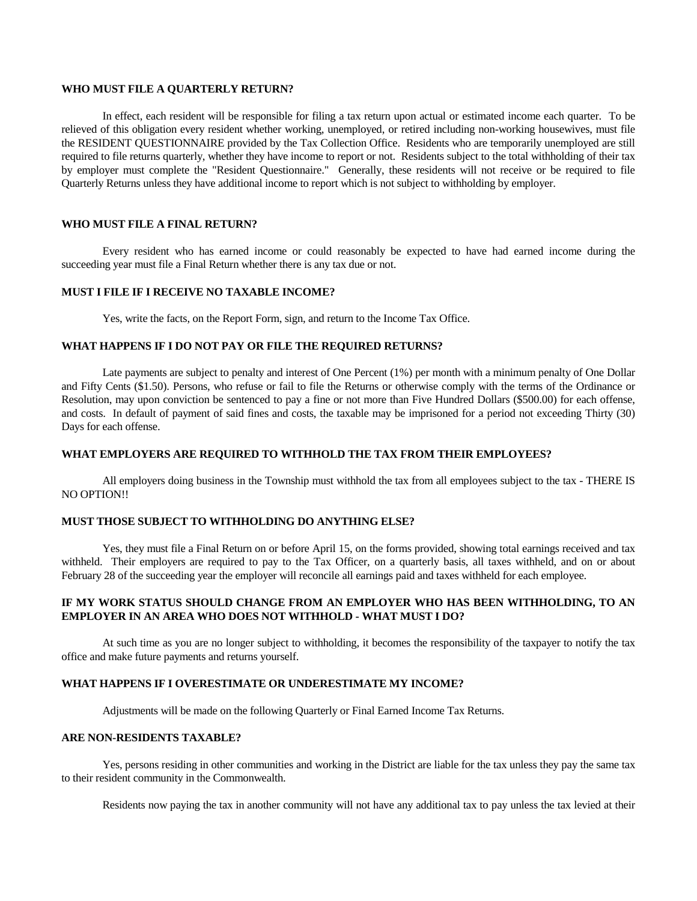**WHO MUST FILE A QUARTERLY RETURN?**

In effect, each resident will be responsible for filing a tax return upon actual or estimated income each quarter. To be relieved of this obligation every resident whether working, unemployed, or retired including non-working housewives, must file the RESIDENT QUESTIONNAIRE provided by the Tax Collection Office. Residents who are temporarily unemployed are still required to file returns quarterly, whether they have income to report or not. Residents subject to the total withholding of their tax by employer must complete the "Resident Questionnaire." Generally, these residents will not receive or be required to file Quarterly Returns unless they have additional income to report which is not subject to withholding by employer.

**WHO MUST FILE A FINAL RETURN?**

Every resident who has earned income or could reasonably be expected to have had earned income during the succeeding year must file a Final Return whether there is any tax due or not.

**MUST I FILE IF I RECEIVE NO TAXABLE INCOME?**

Yes, write the facts, on the Report Form, sign, and return to the Income Tax Office.

**WHAT HAPPENS IF I DO NOT PAY OR FILE THE REQUIRED RETURNS?**

Late payments are subject to penalty and interest of One Percent (1%) per month with a minimum penalty of One Dollar and Fifty Cents ($1.50). Persons, who refuse or fail to file the Returns or otherwise comply with the terms of the Ordinance or Resolution, may upon conviction be sentenced to pay a fine or not more than Five Hundred Dollars ($500.00) for each offense, and costs. In default of payment of said fines and costs, the taxable may be imprisoned for a period not exceeding Thirty (30) Days for each offense.

**WHAT EMPLOYERS ARE REQUIRED TO WITHHOLD THE TAX FROM THEIR EMPLOYEES?**

All employers doing business in the Township must withhold the tax from all employees subject to the tax - THERE IS NO OPTION!!

**MUST THOSE SUBJECT TO WITHHOLDING DO ANYTHING ELSE?**

Yes, they must file a Final Return on or before April 15, on the forms provided, showing total earnings received and tax withheld. Their employers are required to pay to the Tax Officer, on a quarterly basis, all taxes withheld, and on or about February 28 of the succeeding year the employer will reconcile all earnings paid and taxes withheld for each employee.

**IF MY WORK STATUS SHOULD CHANGE FROM AN EMPLOYER WHO HAS BEEN WITHHOLDING, TO AN EMPLOYER IN AN AREA WHO DOES NOT WITHHOLD - WHAT MUST I DO?**

At such time as you are no longer subject to withholding, it becomes the responsibility of the taxpayer to notify the tax office and make future payments and returns yourself.

**WHAT HAPPENS IF I OVERESTIMATE OR UNDERESTIMATE MY INCOME?**

Adjustments will be made on the following Quarterly or Final Earned Income Tax Returns.

**ARE NON-RESIDENTS TAXABLE?**

Yes, persons residing in other communities and working in the District are liable for the tax unless they pay the same tax to their resident community in the Commonwealth.

Residents now paying the tax in another community will not have any additional tax to pay unless the tax levied at their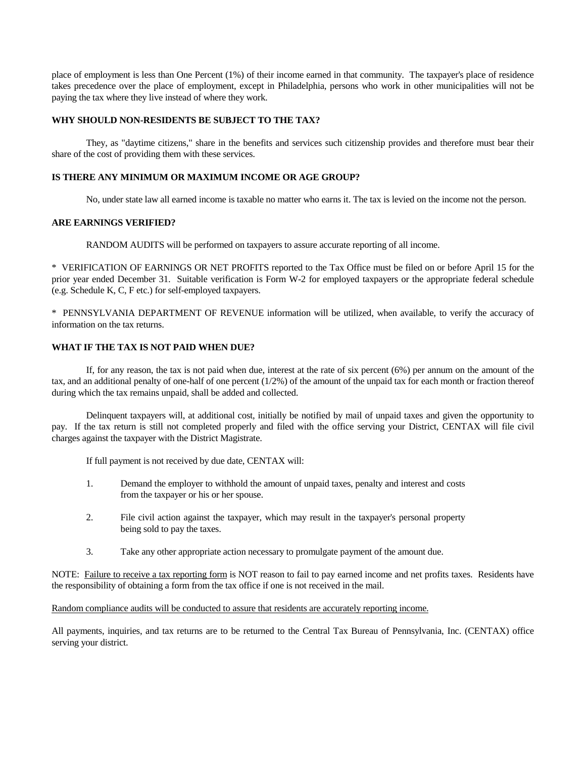place of employment is less than One Percent (1%) of their income earned in that community. The taxpayer's place of residence takes precedence over the place of employment, except in Philadelphia, persons who work in other municipalities will not be paying the tax where they live instead of where they work.

**WHY SHOULD NON-RESIDENTS BE SUBJECT TO THE TAX?**

They, as "daytime citizens," share in the benefits and services such citizenship provides and therefore must bear their share of the cost of providing them with these services.

**IS THERE ANY MINIMUM OR MAXIMUM INCOME OR AGE GROUP?**

No, under state law all earned income is taxable no matter who earns it. The tax is levied on the income not the person.

**ARE EARNINGS VERIFIED?**

RANDOM AUDITS will be performed on taxpayers to assure accurate reporting of all income.

* VERIFICATION OF EARNINGS OR NET PROFITS reported to the Tax Office must be filed on or before April 15 for the prior year ended December 31. Suitable verification is Form W-2 for employed taxpayers or the appropriate federal schedule (e.g. Schedule K, C, F etc.) for self-employed taxpayers.

* PENNSYLVANIA DEPARTMENT OF REVENUE information will be utilized, when available, to verify the accuracy of information on the tax returns.

**WHAT IF THE TAX IS NOT PAID WHEN DUE?**

If, for any reason, the tax is not paid when due, interest at the rate of six percent (6%) per annum on the amount of the tax, and an additional penalty of one-half of one percent (1/2%) of the amount of the unpaid tax for each month or fraction thereof during which the tax remains unpaid, shall be added and collected.

Delinquent taxpayers will, at additional cost, initially be notified by mail of unpaid taxes and given the opportunity to pay. If the tax return is still not completed properly and filed with the office serving your District, CENTAX will file civil charges against the taxpayer with the District Magistrate.

If full payment is not received by due date, CENTAX will:

1. Demand the employer to withhold the amount of unpaid taxes, penalty and interest and costs from the taxpayer or his or her spouse.

2. File civil action against the taxpayer, which may result in the taxpayer's personal property being sold to pay the taxes.

3. Take any other appropriate action necessary to promulgate payment of the amount due.

NOTE: Failure to receive a tax reporting form is NOT reason to fail to pay earned income and net profits taxes. Residents have the responsibility of obtaining a form from the tax office if one is not received in the mail.

Random compliance audits will be conducted to assure that residents are accurately reporting income.

All payments, inquiries, and tax returns are to be returned to the Central Tax Bureau of Pennsylvania, Inc. (CENTAX) office serving your district.